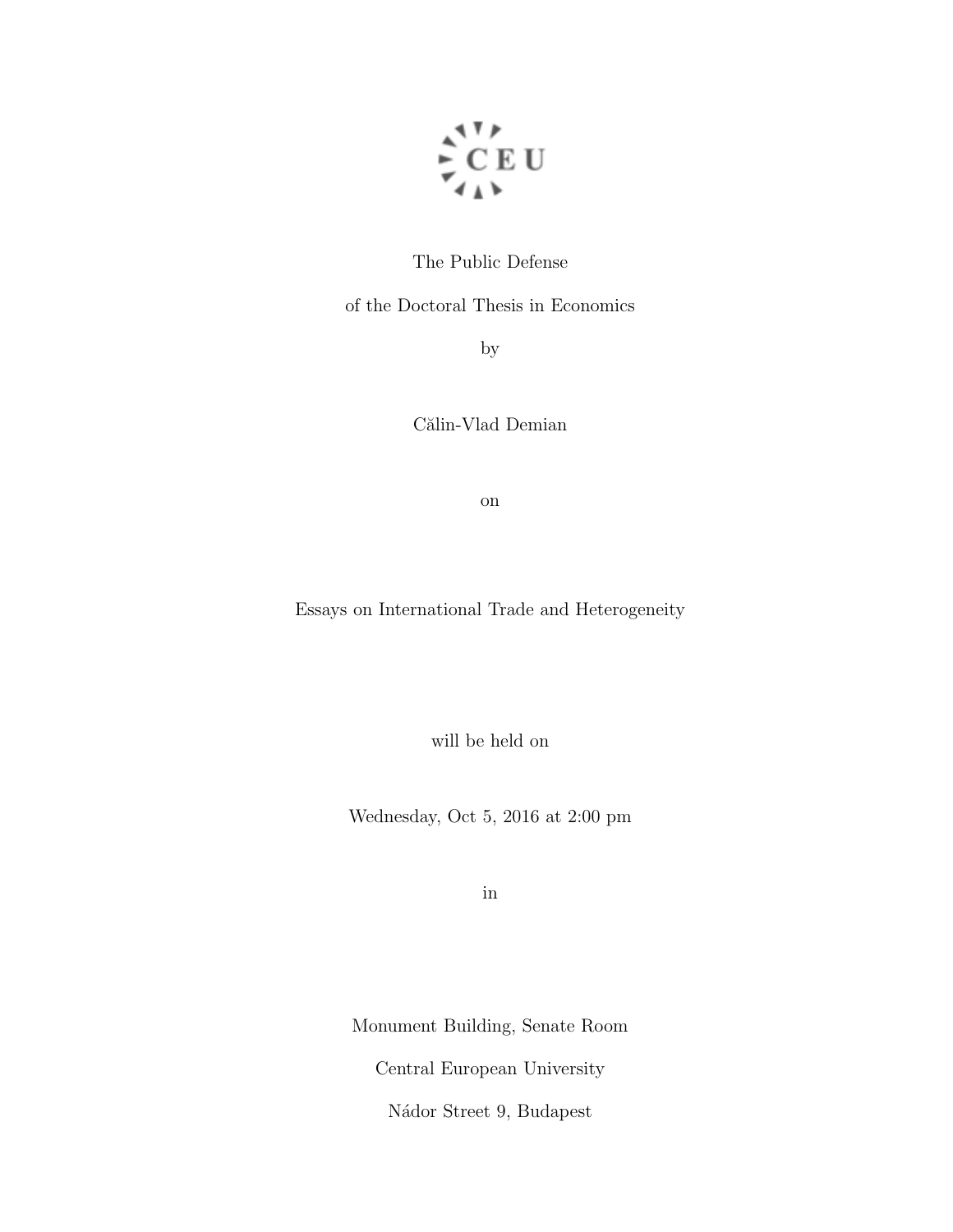CEU

The Public Defense

of the Doctoral Thesis in Economics

by

Călin-Vlad Demian

on

Essays on International Trade and Heterogeneity

will be held on

Wednesday, Oct 5, 2016 at 2:00 pm

in

Monument Building, Senate Room

Central European University

Nádor Street 9, Budapest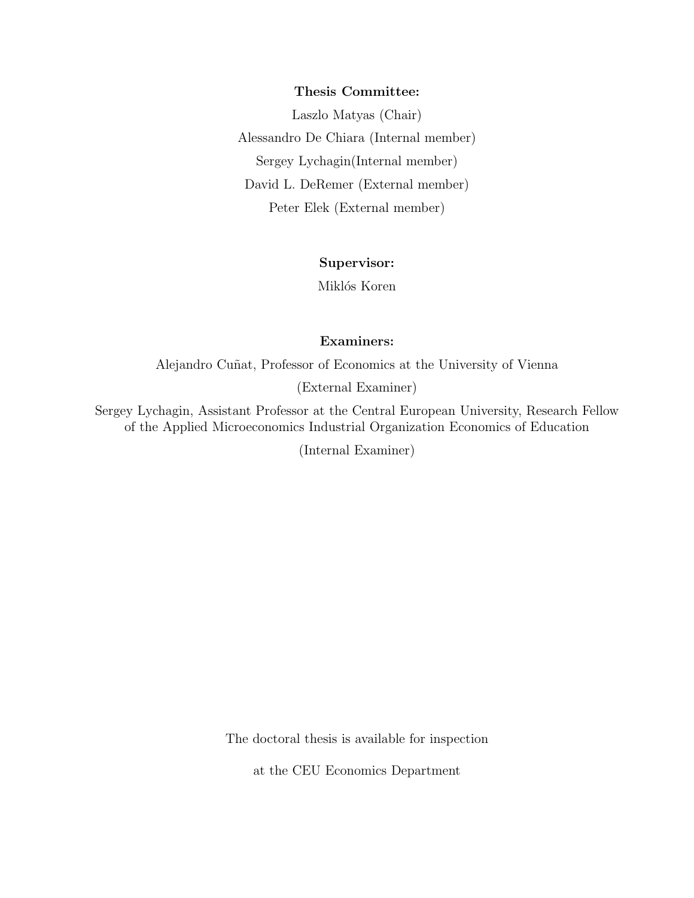**Thesis Committee:**

Laszlo Matyas (Chair)

Alessandro De Chiara (Internal member)

Sergey Lychagin(Internal member)

David L. DeRemer (External member)

Peter Elek (External member)

**Supervisor:**

Miklós Koren

**Examiners:**

Alejandro Cuñat, Professor of Economics at the University of Vienna

(External Examiner)

Sergey Lychagin, Assistant Professor at the Central European University, Research Fellow of the Applied Microeconomics Industrial Organization Economics of Education

(Internal Examiner)

The doctoral thesis is available for inspection

at the CEU Economics Department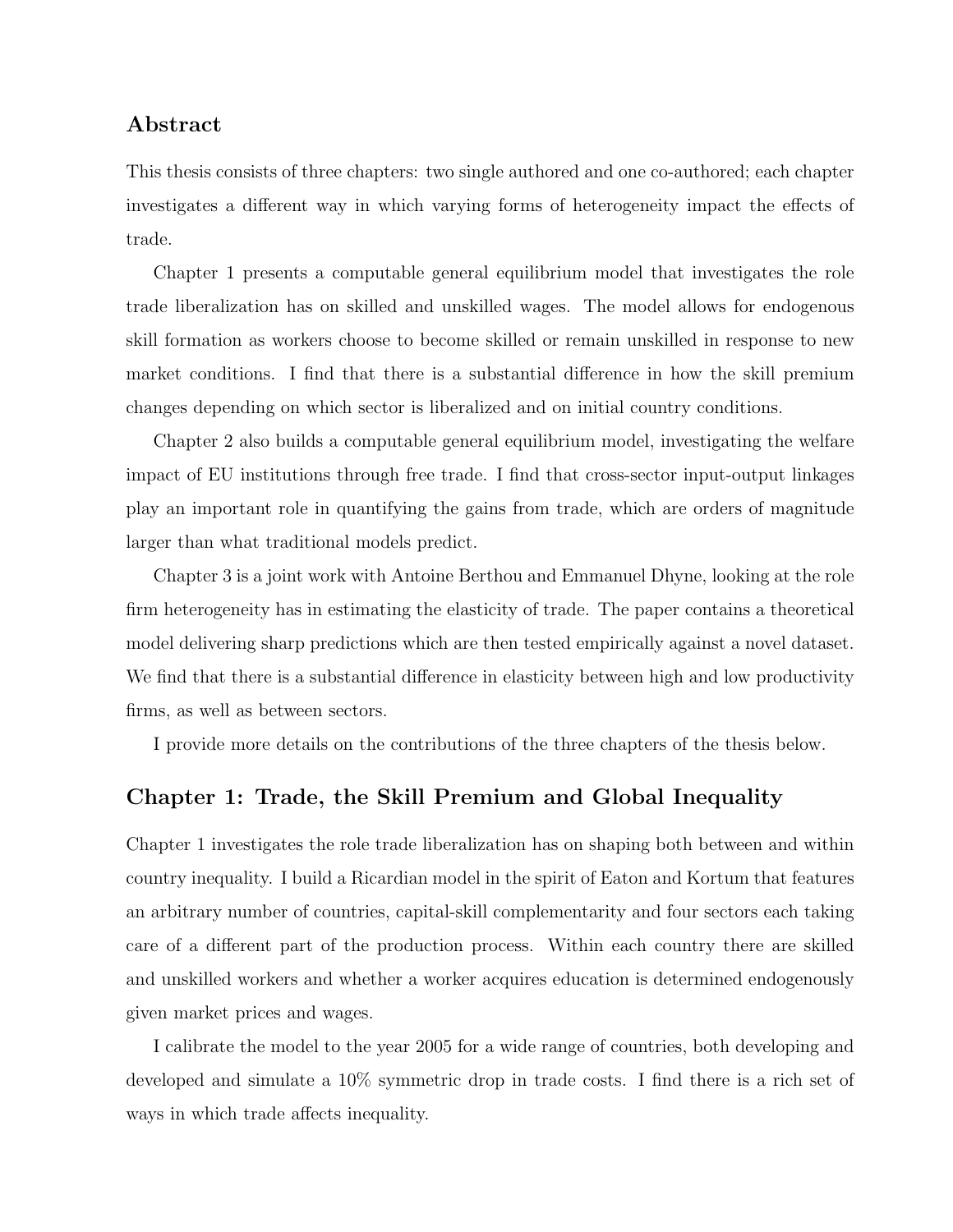## Abstract

This thesis consists of three chapters: two single authored and one co-authored; each chapter investigates a different way in which varying forms of heterogeneity impact the effects of trade.

Chapter 1 presents a computable general equilibrium model that investigates the role trade liberalization has on skilled and unskilled wages. The model allows for endogenous skill formation as workers choose to become skilled or remain unskilled in response to new market conditions. I find that there is a substantial difference in how the skill premium changes depending on which sector is liberalized and on initial country conditions.

Chapter 2 also builds a computable general equilibrium model, investigating the welfare impact of EU institutions through free trade. I find that cross-sector input-output linkages play an important role in quantifying the gains from trade, which are orders of magnitude larger than what traditional models predict.

Chapter 3 is a joint work with Antoine Berthou and Emmanuel Dhyne, looking at the role firm heterogeneity has in estimating the elasticity of trade. The paper contains a theoretical model delivering sharp predictions which are then tested empirically against a novel dataset. We find that there is a substantial difference in elasticity between high and low productivity firms, as well as between sectors.

I provide more details on the contributions of the three chapters of the thesis below.

## Chapter 1: Trade, the Skill Premium and Global Inequality

Chapter 1 investigates the role trade liberalization has on shaping both between and within country inequality. I build a Ricardian model in the spirit of Eaton and Kortum that features an arbitrary number of countries, capital-skill complementarity and four sectors each taking care of a different part of the production process. Within each country there are skilled and unskilled workers and whether a worker acquires education is determined endogenously given market prices and wages.

I calibrate the model to the year 2005 for a wide range of countries, both developing and developed and simulate a 10% symmetric drop in trade costs. I find there is a rich set of ways in which trade affects inequality.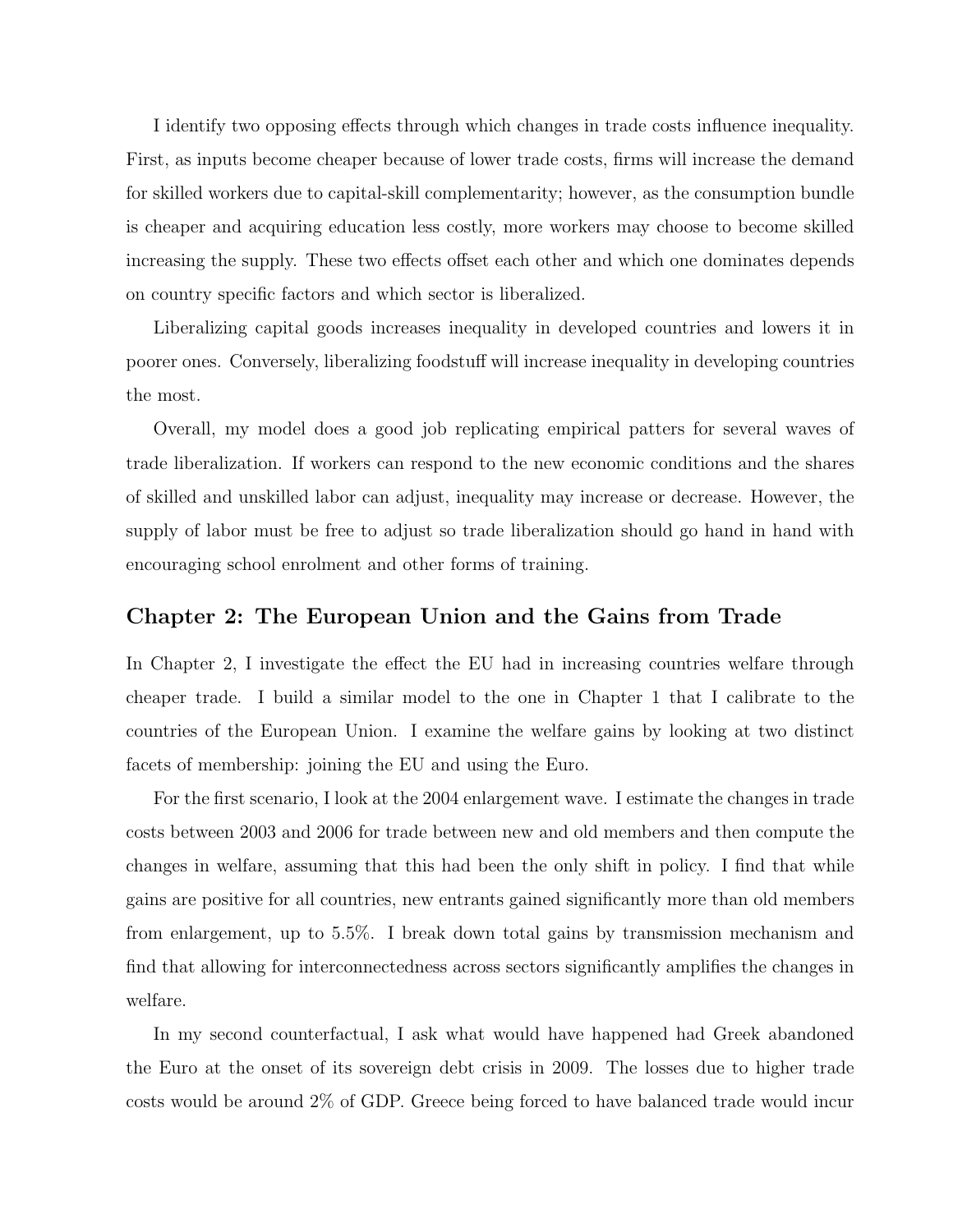I identify two opposing effects through which changes in trade costs influence inequality. First, as inputs become cheaper because of lower trade costs, firms will increase the demand for skilled workers due to capital-skill complementarity; however, as the consumption bundle is cheaper and acquiring education less costly, more workers may choose to become skilled increasing the supply. These two effects offset each other and which one dominates depends on country specific factors and which sector is liberalized.

Liberalizing capital goods increases inequality in developed countries and lowers it in poorer ones. Conversely, liberalizing foodstuff will increase inequality in developing countries the most.

Overall, my model does a good job replicating empirical patters for several waves of trade liberalization. If workers can respond to the new economic conditions and the shares of skilled and unskilled labor can adjust, inequality may increase or decrease. However, the supply of labor must be free to adjust so trade liberalization should go hand in hand with encouraging school enrolment and other forms of training.

## Chapter 2: The European Union and the Gains from Trade

In Chapter 2, I investigate the effect the EU had in increasing countries welfare through cheaper trade. I build a similar model to the one in Chapter 1 that I calibrate to the countries of the European Union. I examine the welfare gains by looking at two distinct facets of membership: joining the EU and using the Euro.

For the first scenario, I look at the 2004 enlargement wave. I estimate the changes in trade costs between 2003 and 2006 for trade between new and old members and then compute the changes in welfare, assuming that this had been the only shift in policy. I find that while gains are positive for all countries, new entrants gained significantly more than old members from enlargement, up to 5.5%. I break down total gains by transmission mechanism and find that allowing for interconnectedness across sectors significantly amplifies the changes in welfare.

In my second counterfactual, I ask what would have happened had Greek abandoned the Euro at the onset of its sovereign debt crisis in 2009. The losses due to higher trade costs would be around 2% of GDP. Greece being forced to have balanced trade would incur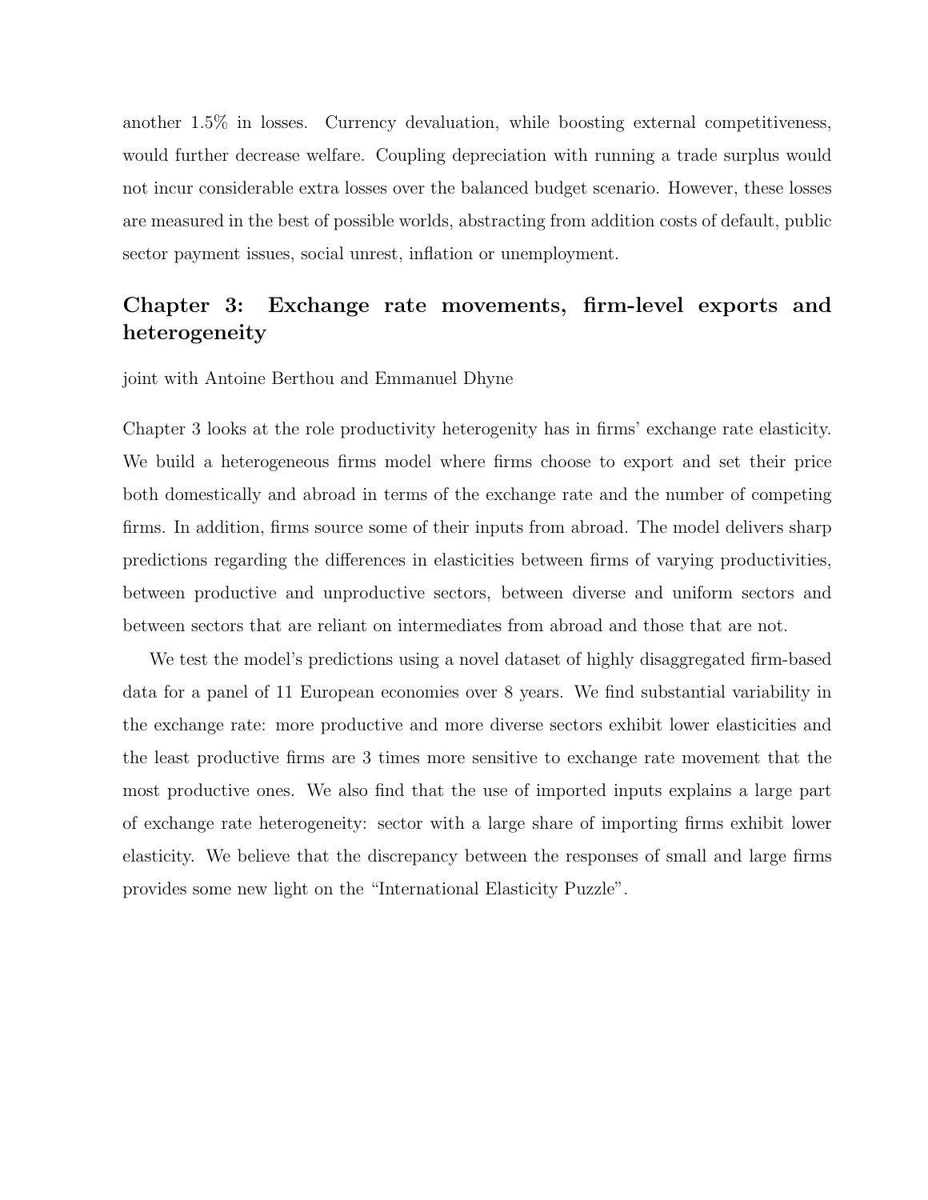another 1.5% in losses. Currency devaluation, while boosting external competitiveness, would further decrease welfare. Coupling depreciation with running a trade surplus would not incur considerable extra losses over the balanced budget scenario. However, these losses are measured in the best of possible worlds, abstracting from addition costs of default, public sector payment issues, social unrest, inflation or unemployment.

## Chapter 3: Exchange rate movements, firm-level exports and heterogeneity

joint with Antoine Berthou and Emmanuel Dhyne

Chapter 3 looks at the role productivity heterogenity has in firms' exchange rate elasticity. We build a heterogeneous firms model where firms choose to export and set their price both domestically and abroad in terms of the exchange rate and the number of competing firms. In addition, firms source some of their inputs from abroad. The model delivers sharp predictions regarding the differences in elasticities between firms of varying productivities, between productive and unproductive sectors, between diverse and uniform sectors and between sectors that are reliant on intermediates from abroad and those that are not.

We test the model's predictions using a novel dataset of highly disaggregated firm-based data for a panel of 11 European economies over 8 years. We find substantial variability in the exchange rate: more productive and more diverse sectors exhibit lower elasticities and the least productive firms are 3 times more sensitive to exchange rate movement that the most productive ones. We also find that the use of imported inputs explains a large part of exchange rate heterogeneity: sector with a large share of importing firms exhibit lower elasticity. We believe that the discrepancy between the responses of small and large firms provides some new light on the "International Elasticity Puzzle".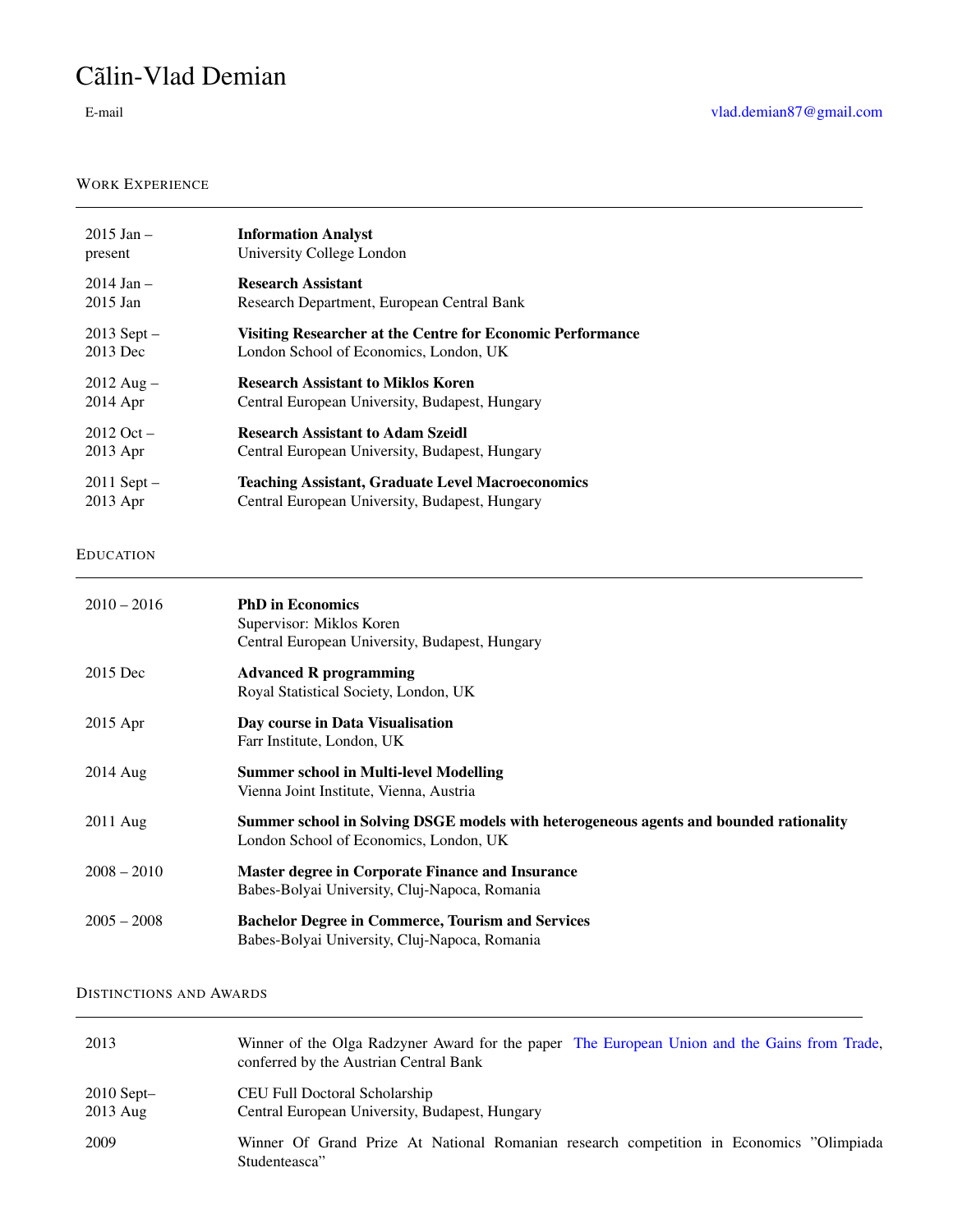# Cãlin-Vlad Demian

E-mail vlad.demian87@gmail.com

## Work Experience

| | |
|---|---|
| 2015 Jan – present | **Information Analyst**<br>University College London |
| 2014 Jan – 2015 Jan | **Research Assistant**<br>Research Department, European Central Bank |
| 2013 Sept – 2013 Dec | **Visiting Researcher at the Centre for Economic Performance**<br>London School of Economics, London, UK |
| 2012 Aug – 2014 Apr | **Research Assistant to Miklos Koren**<br>Central European University, Budapest, Hungary |
| 2012 Oct – 2013 Apr | **Research Assistant to Adam Szeidl**<br>Central European University, Budapest, Hungary |
| 2011 Sept – 2013 Apr | **Teaching Assistant, Graduate Level Macroeconomics**<br>Central European University, Budapest, Hungary |

## Education

| | |
|---|---|
| 2010 – 2016 | **PhD in Economics**<br>Supervisor: Miklos Koren<br>Central European University, Budapest, Hungary |
| 2015 Dec | **Advanced R programming**<br>Royal Statistical Society, London, UK |
| 2015 Apr | **Day course in Data Visualisation**<br>Farr Institute, London, UK |
| 2014 Aug | **Summer school in Multi-level Modelling**<br>Vienna Joint Institute, Vienna, Austria |
| 2011 Aug | **Summer school in Solving DSGE models with heterogeneous agents and bounded rationality**<br>London School of Economics, London, UK |
| 2008 – 2010 | **Master degree in Corporate Finance and Insurance**<br>Babes-Bolyai University, Cluj-Napoca, Romania |
| 2005 – 2008 | **Bachelor Degree in Commerce, Tourism and Services**<br>Babes-Bolyai University, Cluj-Napoca, Romania |

## Distinctions and Awards

| | |
|---|---|
| 2013 | Winner of the Olga Radzyner Award for the paper The European Union and the Gains from Trade, conferred by the Austrian Central Bank |
| 2010 Sept– 2013 Aug | CEU Full Doctoral Scholarship<br>Central European University, Budapest, Hungary |
| 2009 | Winner Of Grand Prize At National Romanian research competition in Economics "Olimpiada Studenteasca" |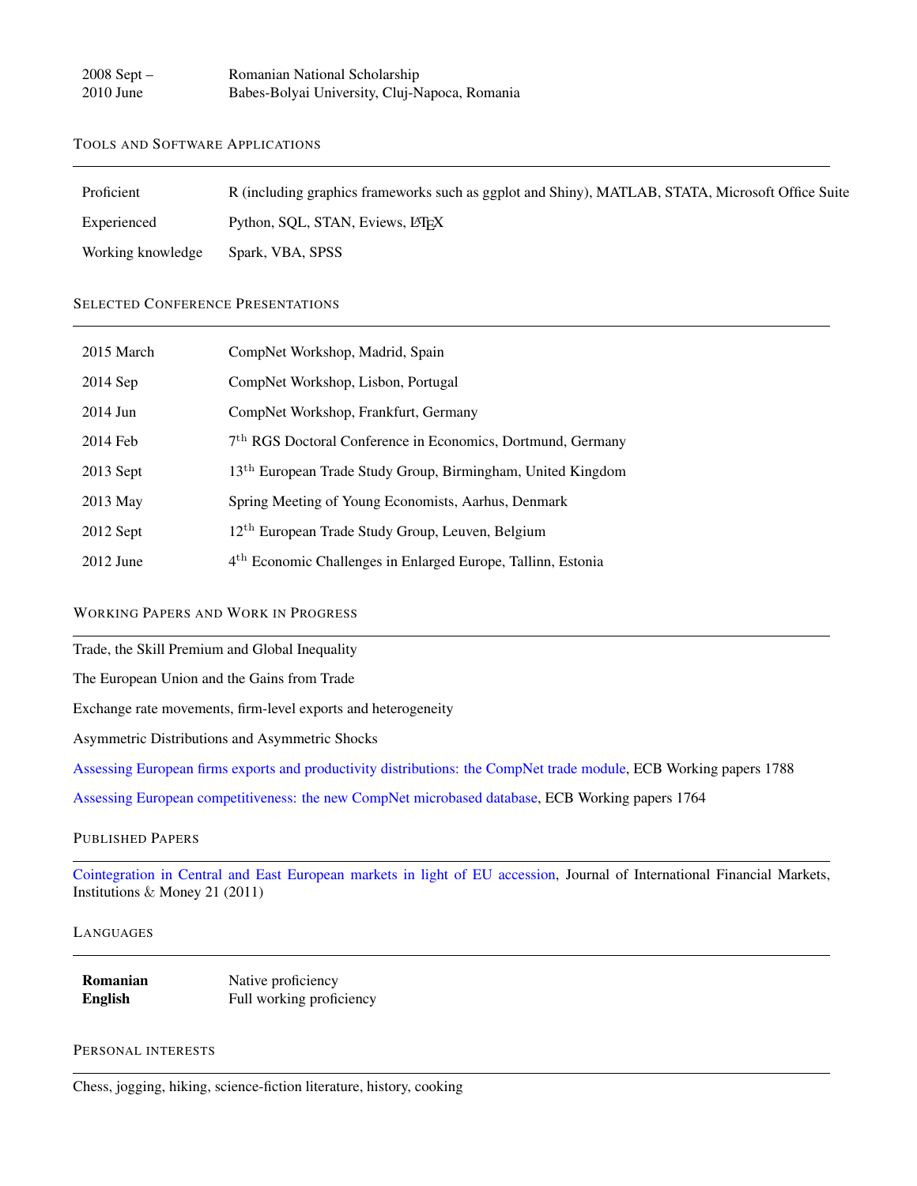| | |
|---|---|
| 2008 Sept – 2010 June | Romanian National Scholarship<br>Babes-Bolyai University, Cluj-Napoca, Romania |

## Tools and Software Applications

| | |
|---|---|
| Proficient | R (including graphics frameworks such as ggplot and Shiny), MATLAB, STATA, Microsoft Office Suite |
| Experienced | Python, SQL, STAN, Eviews, LaTeX |
| Working knowledge | Spark, VBA, SPSS |

## Selected Conference Presentations

| | |
|---|---|
| 2015 March | CompNet Workshop, Madrid, Spain |
| 2014 Sep | CompNet Workshop, Lisbon, Portugal |
| 2014 Jun | CompNet Workshop, Frankfurt, Germany |
| 2014 Feb | 7th RGS Doctoral Conference in Economics, Dortmund, Germany |
| 2013 Sept | 13th European Trade Study Group, Birmingham, United Kingdom |
| 2013 May | Spring Meeting of Young Economists, Aarhus, Denmark |
| 2012 Sept | 12th European Trade Study Group, Leuven, Belgium |
| 2012 June | 4th Economic Challenges in Enlarged Europe, Tallinn, Estonia |

## Working Papers and Work in Progress

Trade, the Skill Premium and Global Inequality

The European Union and the Gains from Trade

Exchange rate movements, firm-level exports and heterogeneity

Asymmetric Distributions and Asymmetric Shocks

Assessing European firms exports and productivity distributions: the CompNet trade module, ECB Working papers 1788

Assessing European competitiveness: the new CompNet microbased database, ECB Working papers 1764

## Published Papers

Cointegration in Central and East European markets in light of EU accession, Journal of International Financial Markets, Institutions & Money 21 (2011)

## Languages

| | |
|---|---|
| **Romanian** | Native proficiency |
| **English** | Full working proficiency |

## Personal interests

Chess, jogging, hiking, science-fiction literature, history, cooking